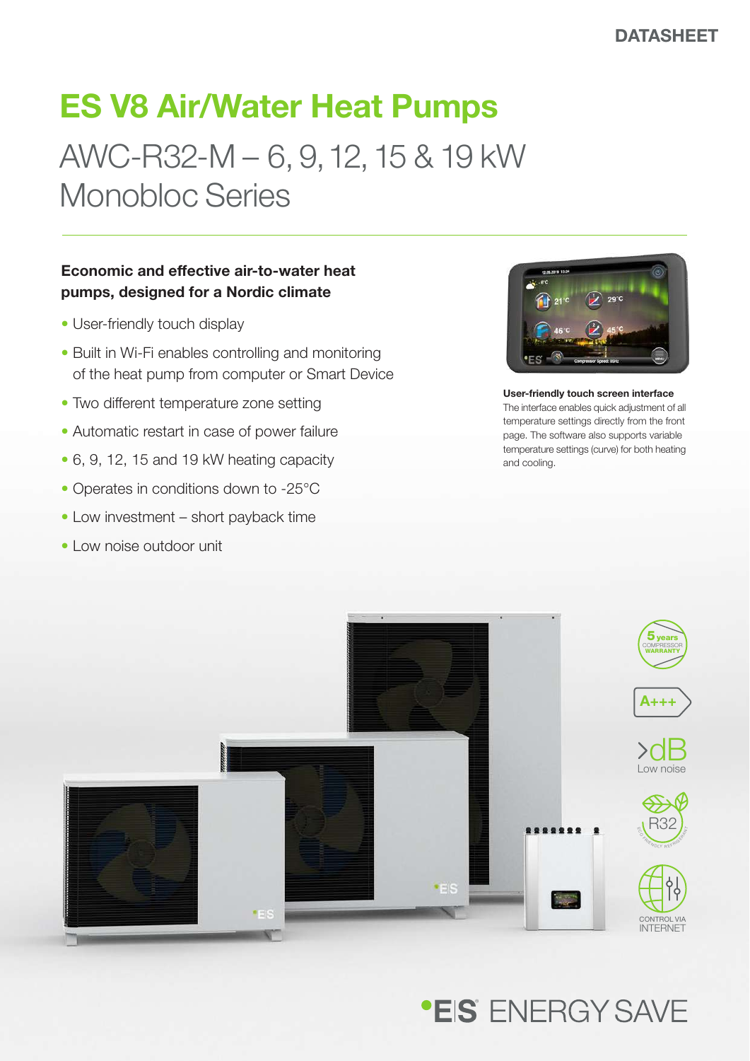DATASHEET

# ES V8 Air/Water Heat Pumps

## AWC-R32-M – 6, 9, 12, 15 & 19 kW Monobloc Series

**Economic and effective air-to-water heat pumps, designed for a Nordic climate**

- User-friendly touch display
- Built in Wi-Fi enables controlling and monitoring of the heat pump from computer or Smart Device
- Two different temperature zone setting
- Automatic restart in case of power failure
- 6, 9, 12, 15 and 19 kW heating capacity
- Operates in conditions down to -25°C
- Low investment – short payback time
- Low noise outdoor unit

**User-friendly touch screen interface**
The interface enables quick adjustment of all temperature settings directly from the front page. The software also supports variable temperature settings (curve) for both heating and cooling.

5 years COMPRESSOR WARRANTY

A+++

>dB Low noise

R32

CONTROL VIA INTERNET

ES ENERGY SAVE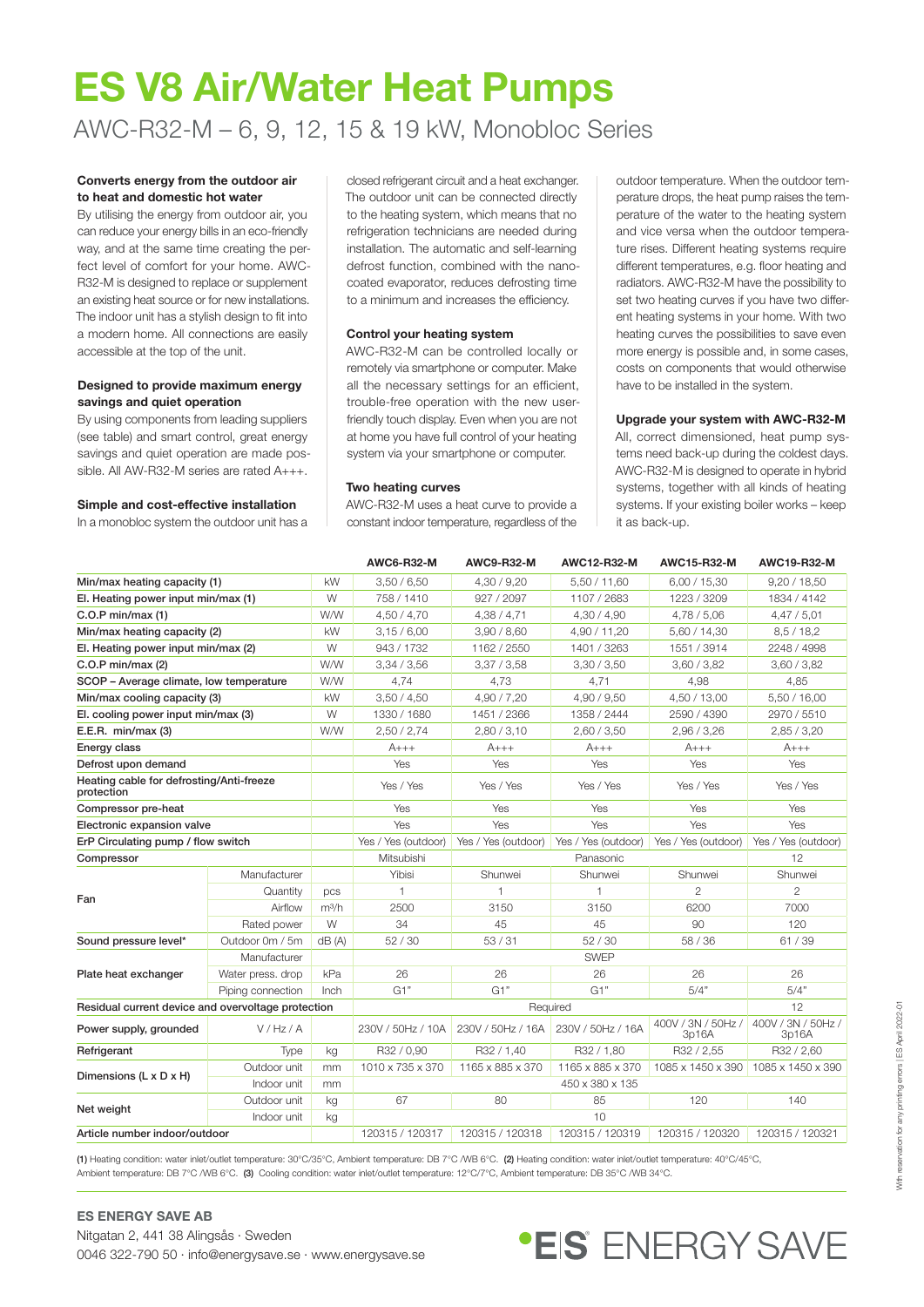# ES V8 Air/Water Heat Pumps

## AWC-R32-M – 6, 9, 12, 15 & 19 kW, Monobloc Series

**Converts energy from the outdoor air to heat and domestic hot water**

By utilising the energy from outdoor air, you can reduce your energy bills in an eco-friendly way, and at the same time creating the perfect level of comfort for your home. AWC-R32-M is designed to replace or supplement an existing heat source or for new installations. The indoor unit has a stylish design to fit into a modern home. All connections are easily accessible at the top of the unit.

**Designed to provide maximum energy savings and quiet operation**

By using components from leading suppliers (see table) and smart control, great energy savings and quiet operation are made possible. All AW-R32-M series are rated A+++.

**Simple and cost-effective installation**

In a monobloc system the outdoor unit has a closed refrigerant circuit and a heat exchanger. The outdoor unit can be connected directly to the heating system, which means that no refrigeration technicians are needed during installation. The automatic and self-learning defrost function, combined with the nano-coated evaporator, reduces defrosting time to a minimum and increases the efficiency.

**Control your heating system**

AWC-R32-M can be controlled locally or remotely via smartphone or computer. Make all the necessary settings for an efficient, trouble-free operation with the new user-friendly touch display. Even when you are not at home you have full control of your heating system via your smartphone or computer.

**Two heating curves**

AWC-R32-M uses a heat curve to provide a constant indoor temperature, regardless of the outdoor temperature. When the outdoor temperature drops, the heat pump raises the temperature of the water to the heating system and vice versa when the outdoor temperature rises. Different heating systems require different temperatures, e.g. floor heating and radiators. AWC-R32-M have the possibility to set two heating curves if you have two different heating systems in your home. With two heating curves the possibilities to save even more energy is possible and, in some cases, costs on components that would otherwise have to be installed in the system.

**Upgrade your system with AWC-R32-M**

All, correct dimensioned, heat pump systems need back-up during the coldest days. AWC-R32-M is designed to operate in hybrid systems, together with all kinds of heating systems. If your existing boiler works – keep it as back-up.

| | | | AWC6-R32-M | AWC9-R32-M | AWC12-R32-M | AWC15-R32-M | AWC19-R32-M |
|---|---|---|---|---|---|---|---|
| **Min/max heating capacity (1)** | | kW | 3,50 / 6,50 | 4,30 / 9,20 | 5,50 / 11,60 | 6,00 / 15,30 | 9,20 / 18,50 |
| **El. Heating power input min/max (1)** | | W | 758 / 1410 | 927 / 2097 | 1107 / 2683 | 1223 / 3209 | 1834 / 4142 |
| **C.O.P min/max (1)** | | W/W | 4,50 / 4,70 | 4,38 / 4,71 | 4,30 / 4,90 | 4,78 / 5,06 | 4,47 / 5,01 |
| **Min/max heating capacity (2)** | | kW | 3,15 / 6,00 | 3,90 / 8,60 | 4,90 / 11,20 | 5,60 / 14,30 | 8,5 / 18,2 |
| **El. Heating power input min/max (2)** | | W | 943 / 1732 | 1162 / 2550 | 1401 / 3263 | 1551 / 3914 | 2248 / 4998 |
| **C.O.P min/max (2)** | | W/W | 3,34 / 3,56 | 3,37 / 3,58 | 3,30 / 3,50 | 3,60 / 3,82 | 3,60 / 3,82 |
| **SCOP – Average climate, low temperature** | | W/W | 4,74 | 4,73 | 4,71 | 4,98 | 4,85 |
| **Min/max cooling capacity (3)** | | kW | 3,50 / 4,50 | 4,90 / 7,20 | 4,90 / 9,50 | 4,50 / 13,00 | 5,50 / 16,00 |
| **El. cooling power input min/max (3)** | | W | 1330 / 1680 | 1451 / 2366 | 1358 / 2444 | 2590 / 4390 | 2970 / 5510 |
| **E.E.R. min/max (3)** | | W/W | 2,50 / 2,74 | 2,80 / 3,10 | 2,60 / 3,50 | 2,96 / 3,26 | 2,85 / 3,20 |
| **Energy class** | | | A+++ | A+++ | A+++ | A+++ | A+++ |
| **Defrost upon demand** | | | Yes | Yes | Yes | Yes | Yes |
| **Heating cable for defrosting/Anti-freeze protection** | | | Yes / Yes | Yes / Yes | Yes / Yes | Yes / Yes | Yes / Yes |
| **Compressor pre-heat** | | | Yes | Yes | Yes | Yes | Yes |
| **Electronic expansion valve** | | | Yes | Yes | Yes | Yes | Yes |
| **ErP Circulating pump / flow switch** | | | Yes / Yes (outdoor) | Yes / Yes (outdoor) | Yes / Yes (outdoor) | Yes / Yes (outdoor) | Yes / Yes (outdoor) |
| **Compressor** | | | Mitsubishi | Panasonic | | | 12 |
| **Fan** | Manufacturer | | Yibisi | Shunwei | Shunwei | Shunwei | Shunwei |
| | Quantity | pcs | 1 | 1 | 1 | 2 | 2 |
| | Airflow | m³/h | 2500 | 3150 | 3150 | 6200 | 7000 |
| | Rated power | W | 34 | 45 | 45 | 90 | 120 |
| **Sound pressure level*** | Outdoor 0m / 5m | dB (A) | 52 / 30 | 53 / 31 | 52 / 30 | 58 / 36 | 61 / 39 |
| **Plate heat exchanger** | Manufacturer | | SWEP | | | | |
| | Water press. drop | kPa | 26 | 26 | 26 | 26 | 26 |
| | Piping connection | Inch | G1" | G1" | G1" | 5/4" | 5/4" |
| **Residual current device and overvoltage protection** | | | Required | | | | 12 |
| **Power supply, grounded** | V / Hz / A | | 230V / 50Hz / 10A | 230V / 50Hz / 16A | 230V / 50Hz / 16A | 400V / 3N / 50Hz / 3p16A | 400V / 3N / 50Hz / 3p16A |
| **Refrigerant** | Type | kg | R32 / 0,90 | R32 / 1,40 | R32 / 1,80 | R32 / 2,55 | R32 / 2,60 |
| **Dimensions (L x D x H)** | Outdoor unit | mm | 1010 x 735 x 370 | 1165 x 885 x 370 | 1165 x 885 x 370 | 1085 x 1450 x 390 | 1085 x 1450 x 390 |
| | Indoor unit | mm | 450 x 380 x 135 | | | | |
| **Net weight** | Outdoor unit | kg | 67 | 80 | 85 | 120 | 140 |
| | Indoor unit | kg | 10 | | | | |
| **Article number indoor/outdoor** | | | 120315 / 120317 | 120315 / 120318 | 120315 / 120319 | 120315 / 120320 | 120315 / 120321 |

**(1)** Heating condition: water inlet/outlet temperature: 30°C/35°C, Ambient temperature: DB 7°C /WB 6°C. **(2)** Heating condition: water inlet/outlet temperature: 40°C/45°C, Ambient temperature: DB 7°C /WB 6°C. **(3)** Cooling condition: water inlet/outlet temperature: 12°C/7°C, Ambient temperature: DB 35°C /WB 34°C.

With reservation for any printing errors | ES April 2022-01

**ES ENERGY SAVE AB**
Nitgatan 2, 441 38 Alingsås · Sweden
0046 322-790 50 · info@energysave.se · www.energysave.se

ES ENERGY SAVE